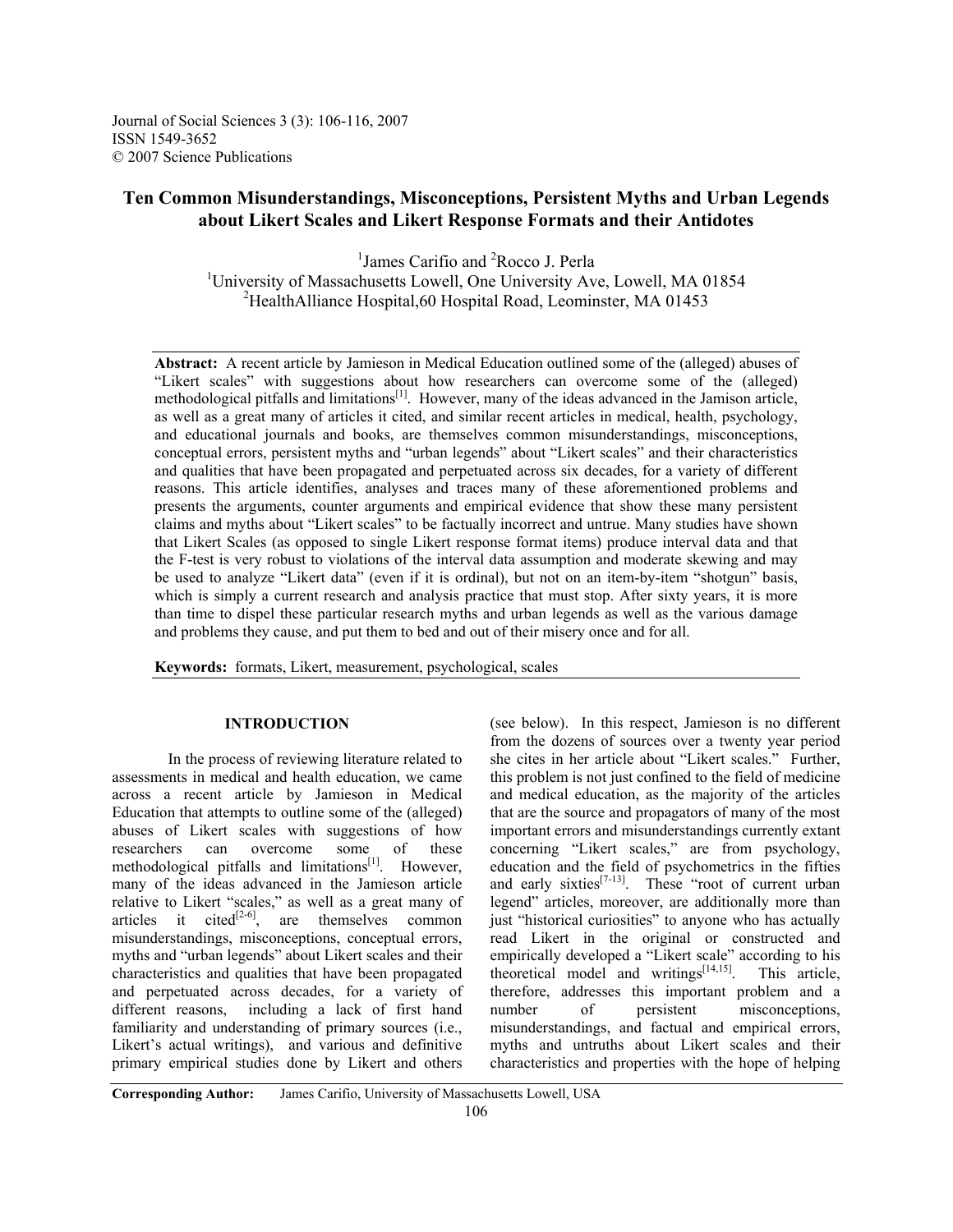# Ten Common Misunderstandings, Misconceptions, Persistent Myths and Urban Legends about Likert Scales and Likert Response Formats and their Antidotes

[1]James Carifio and [2]Rocco J. Perla

[1]University of Massachusetts Lowell, One University Ave, Lowell, MA 01854

[2]HealthAlliance Hospital,60 Hospital Road, Leominster, MA 01453

**Abstract:** A recent article by Jamieson in Medical Education outlined some of the (alleged) abuses of "Likert scales" with suggestions about how researchers can overcome some of the (alleged) methodological pitfalls and limitations[1]. However, many of the ideas advanced in the Jamison article, as well as a great many of articles it cited, and similar recent articles in medical, health, psychology, and educational journals and books, are themselves common misunderstandings, misconceptions, conceptual errors, persistent myths and "urban legends" about "Likert scales" and their characteristics and qualities that have been propagated and perpetuated across six decades, for a variety of different reasons. This article identifies, analyses and traces many of these aforementioned problems and presents the arguments, counter arguments and empirical evidence that show these many persistent claims and myths about "Likert scales" to be factually incorrect and untrue. Many studies have shown that Likert Scales (as opposed to single Likert response format items) produce interval data and that the F-test is very robust to violations of the interval data assumption and moderate skewing and may be used to analyze "Likert data" (even if it is ordinal), but not on an item-by-item "shotgun" basis, which is simply a current research and analysis practice that must stop. After sixty years, it is more than time to dispel these particular research myths and urban legends as well as the various damage and problems they cause, and put them to bed and out of their misery once and for all.

**Keywords:** formats, Likert, measurement, psychological, scales

## INTRODUCTION

In the process of reviewing literature related to assessments in medical and health education, we came across a recent article by Jamieson in Medical Education that attempts to outline some of the (alleged) abuses of Likert scales with suggestions of how researchers can overcome some of these methodological pitfalls and limitations[1]. However, many of the ideas advanced in the Jamieson article relative to Likert "scales," as well as a great many of articles it cited[2-6], are themselves common misunderstandings, misconceptions, conceptual errors, myths and "urban legends" about Likert scales and their characteristics and qualities that have been propagated and perpetuated across decades, for a variety of different reasons, including a lack of first hand familiarity and understanding of primary sources (i.e., Likert's actual writings), and various and definitive primary empirical studies done by Likert and others (see below). In this respect, Jamieson is no different from the dozens of sources over a twenty year period she cites in her article about "Likert scales." Further, this problem is not just confined to the field of medicine and medical education, as the majority of the articles that are the source and propagators of many of the most important errors and misunderstandings currently extant concerning "Likert scales," are from psychology, education and the field of psychometrics in the fifties and early sixties[7-13]. These "root of current urban legend" articles, moreover, are additionally more than just "historical curiosities" to anyone who has actually read Likert in the original or constructed and empirically developed a "Likert scale" according to his theoretical model and writings[14,15]. This article, therefore, addresses this important problem and a number of persistent misconceptions, misunderstandings, and factual and empirical errors, myths and untruths about Likert scales and their characteristics and properties with the hope of helping

**Corresponding Author:** James Carifio, University of Massachusetts Lowell, USA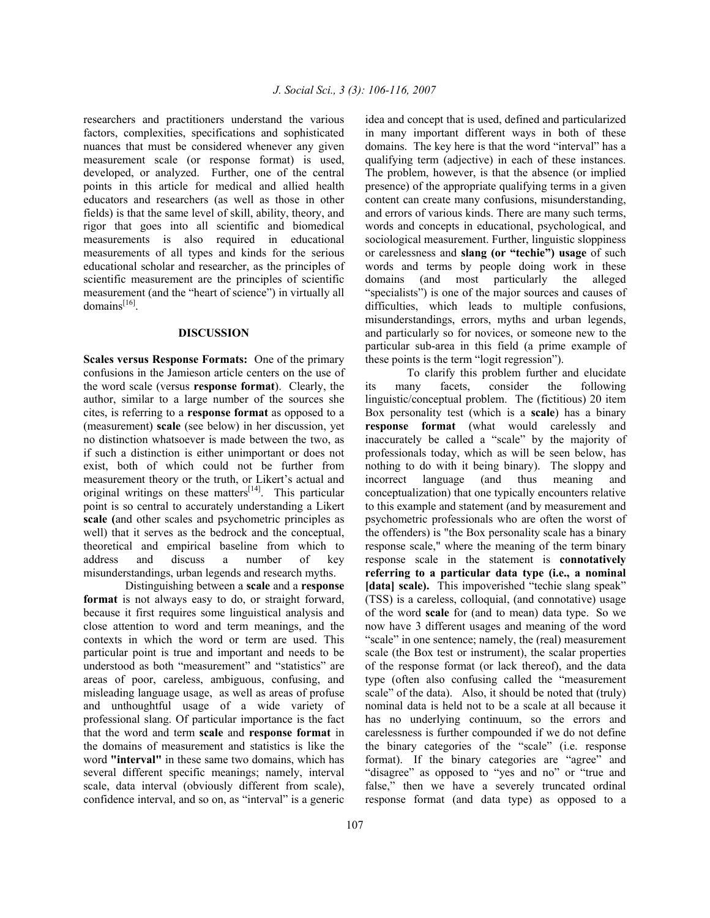researchers and practitioners understand the various factors, complexities, specifications and sophisticated nuances that must be considered whenever any given measurement scale (or response format) is used, developed, or analyzed. Further, one of the central points in this article for medical and allied health educators and researchers (as well as those in other fields) is that the same level of skill, ability, theory, and rigor that goes into all scientific and biomedical measurements is also required in educational measurements of all types and kinds for the serious educational scholar and researcher, as the principles of scientific measurement are the principles of scientific measurement (and the "heart of science") in virtually all domains[16].

## DISCUSSION

**Scales versus Response Formats:** One of the primary confusions in the Jamieson article centers on the use of the word scale (versus **response format**). Clearly, the author, similar to a large number of the sources she cites, is referring to a **response format** as opposed to a (measurement) **scale** (see below) in her discussion, yet no distinction whatsoever is made between the two, as if such a distinction is either unimportant or does not exist, both of which could not be further from measurement theory or the truth, or Likert's actual and original writings on these matters[14]. This particular point is so central to accurately understanding a Likert **scale (**and other scales and psychometric principles as well) that it serves as the bedrock and the conceptual, theoretical and empirical baseline from which to address and discuss a number of key misunderstandings, urban legends and research myths.

Distinguishing between a **scale** and a **response format** is not always easy to do, or straight forward, because it first requires some linguistical analysis and close attention to word and term meanings, and the contexts in which the word or term are used. This particular point is true and important and needs to be understood as both "measurement" and "statistics" are areas of poor, careless, ambiguous, confusing, and misleading language usage, as well as areas of profuse and unthoughtful usage of a wide variety of professional slang. Of particular importance is the fact that the word and term **scale** and **response format** in the domains of measurement and statistics is like the word **"interval"** in these same two domains, which has several different specific meanings; namely, interval scale, data interval (obviously different from scale), confidence interval, and so on, as "interval" is a generic idea and concept that is used, defined and particularized in many important different ways in both of these domains. The key here is that the word "interval" has a qualifying term (adjective) in each of these instances. The problem, however, is that the absence (or implied presence) of the appropriate qualifying terms in a given content can create many confusions, misunderstanding, and errors of various kinds. There are many such terms, words and concepts in educational, psychological, and sociological measurement. Further, linguistic sloppiness or carelessness and **slang (or "techie") usage** of such words and terms by people doing work in these domains (and most particularly the alleged "specialists") is one of the major sources and causes of difficulties, which leads to multiple confusions, misunderstandings, errors, myths and urban legends, and particularly so for novices, or someone new to the particular sub-area in this field (a prime example of these points is the term "logit regression").

To clarify this problem further and elucidate its many facets, consider the following linguistic/conceptual problem. The (fictitious) 20 item Box personality test (which is a **scale**) has a binary **response format** (what would carelessly and inaccurately be called a "scale" by the majority of professionals today, which as will be seen below, has nothing to do with it being binary). The sloppy and incorrect language (and thus meaning and conceptualization) that one typically encounters relative to this example and statement (and by measurement and psychometric professionals who are often the worst of the offenders) is "the Box personality scale has a binary response scale," where the meaning of the term binary response scale in the statement is **connotatively referring to a particular data type (i.e., a nominal [data] scale).** This impoverished "techie slang speak" (TSS) is a careless, colloquial, (and connotative) usage of the word **scale** for (and to mean) data type. So we now have 3 different usages and meaning of the word "scale" in one sentence; namely, the (real) measurement scale (the Box test or instrument), the scalar properties of the response format (or lack thereof), and the data type (often also confusing called the "measurement scale" of the data). Also, it should be noted that (truly) nominal data is held not to be a scale at all because it has no underlying continuum, so the errors and carelessness is further compounded if we do not define the binary categories of the "scale" (i.e. response format). If the binary categories are "agree" and "disagree" as opposed to "yes and no" or "true and false," then we have a severely truncated ordinal response format (and data type) as opposed to a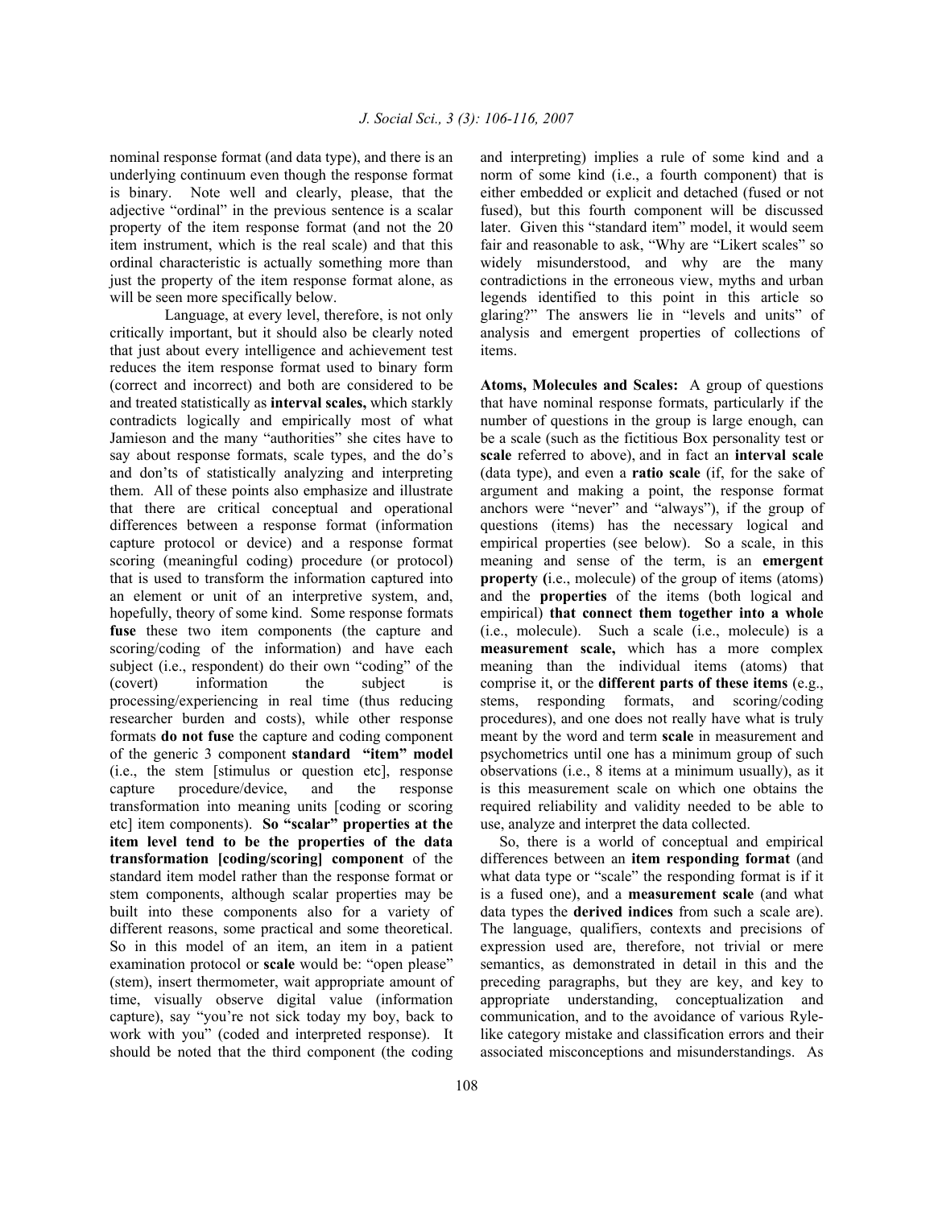nominal response format (and data type), and there is an underlying continuum even though the response format is binary. Note well and clearly, please, that the adjective "ordinal" in the previous sentence is a scalar property of the item response format (and not the 20 item instrument, which is the real scale) and that this ordinal characteristic is actually something more than just the property of the item response format alone, as will be seen more specifically below.

Language, at every level, therefore, is not only critically important, but it should also be clearly noted that just about every intelligence and achievement test reduces the item response format used to binary form (correct and incorrect) and both are considered to be and treated statistically as **interval scales,** which starkly contradicts logically and empirically most of what Jamieson and the many "authorities" she cites have to say about response formats, scale types, and the do's and don'ts of statistically analyzing and interpreting them. All of these points also emphasize and illustrate that there are critical conceptual and operational differences between a response format (information capture protocol or device) and a response format scoring (meaningful coding) procedure (or protocol) that is used to transform the information captured into an element or unit of an interpretive system, and, hopefully, theory of some kind. Some response formats **fuse** these two item components (the capture and scoring/coding of the information) and have each subject (i.e., respondent) do their own "coding" of the (covert) information the subject is processing/experiencing in real time (thus reducing researcher burden and costs), while other response formats **do not fuse** the capture and coding component of the generic 3 component **standard "item" model** (i.e., the stem [stimulus or question etc], response capture procedure/device, and the response transformation into meaning units [coding or scoring etc] item components). **So "scalar" properties at the item level tend to be the properties of the data transformation [coding/scoring] component** of the standard item model rather than the response format or stem components, although scalar properties may be built into these components also for a variety of different reasons, some practical and some theoretical. So in this model of an item, an item in a patient examination protocol or **scale** would be: "open please" (stem), insert thermometer, wait appropriate amount of time, visually observe digital value (information capture), say "you're not sick today my boy, back to work with you" (coded and interpreted response). It should be noted that the third component (the coding and interpreting) implies a rule of some kind and a norm of some kind (i.e., a fourth component) that is either embedded or explicit and detached (fused or not fused), but this fourth component will be discussed later. Given this "standard item" model, it would seem fair and reasonable to ask, "Why are "Likert scales" so widely misunderstood, and why are the many contradictions in the erroneous view, myths and urban legends identified to this point in this article so glaring?" The answers lie in "levels and units" of analysis and emergent properties of collections of items.

**Atoms, Molecules and Scales:** A group of questions that have nominal response formats, particularly if the number of questions in the group is large enough, can be a scale (such as the fictitious Box personality test or **scale** referred to above), and in fact an **interval scale** (data type), and even a **ratio scale** (if, for the sake of argument and making a point, the response format anchors were "never" and "always"), if the group of questions (items) has the necessary logical and empirical properties (see below). So a scale, in this meaning and sense of the term, is an **emergent property (**i.e., molecule) of the group of items (atoms) and the **properties** of the items (both logical and empirical) **that connect them together into a whole** (i.e., molecule). Such a scale (i.e., molecule) is a **measurement scale,** which has a more complex meaning than the individual items (atoms) that comprise it, or the **different parts of these items** (e.g., stems, responding formats, and scoring/coding procedures), and one does not really have what is truly meant by the word and term **scale** in measurement and psychometrics until one has a minimum group of such observations (i.e., 8 items at a minimum usually), as it is this measurement scale on which one obtains the required reliability and validity needed to be able to use, analyze and interpret the data collected.

So, there is a world of conceptual and empirical differences between an **item responding format** (and what data type or "scale" the responding format is if it is a fused one), and a **measurement scale** (and what data types the **derived indices** from such a scale are). The language, qualifiers, contexts and precisions of expression used are, therefore, not trivial or mere semantics, as demonstrated in detail in this and the preceding paragraphs, but they are key, and key to appropriate understanding, conceptualization and communication, and to the avoidance of various Ryle-like category mistake and classification errors and their associated misconceptions and misunderstandings. As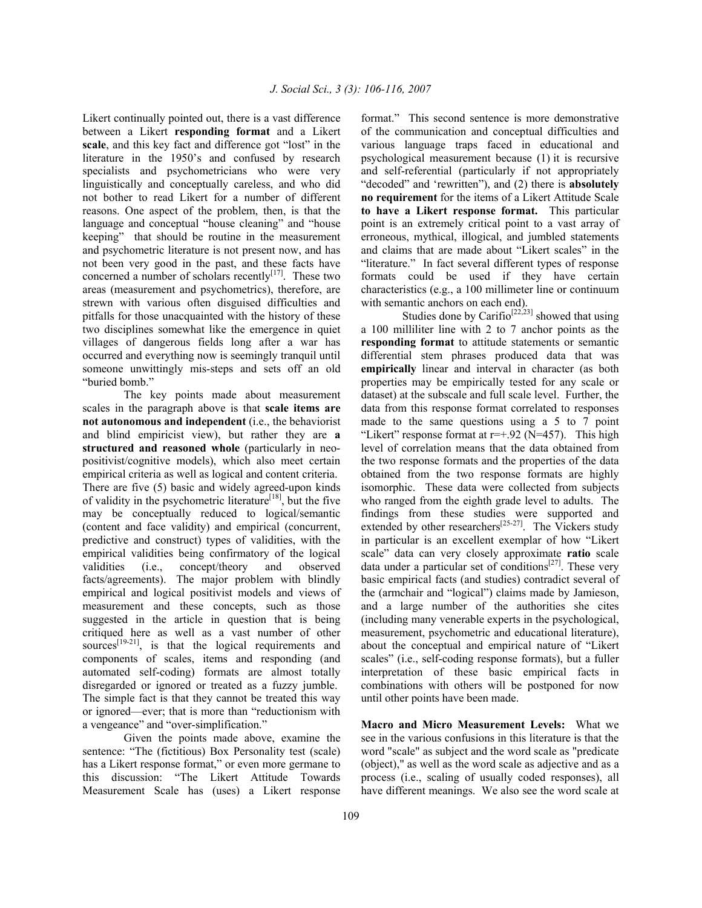Likert continually pointed out, there is a vast difference between a Likert **responding format** and a Likert **scale**, and this key fact and difference got "lost" in the literature in the 1950's and confused by research specialists and psychometricians who were very linguistically and conceptually careless, and who did not bother to read Likert for a number of different reasons. One aspect of the problem, then, is that the language and conceptual "house cleaning" and "house keeping" that should be routine in the measurement and psychometric literature is not present now, and has not been very good in the past, and these facts have concerned a number of scholars recently[17]. These two areas (measurement and psychometrics), therefore, are strewn with various often disguised difficulties and pitfalls for those unacquainted with the history of these two disciplines somewhat like the emergence in quiet villages of dangerous fields long after a war has occurred and everything now is seemingly tranquil until someone unwittingly mis-steps and sets off an old "buried bomb."

The key points made about measurement scales in the paragraph above is that **scale items are not autonomous and independent** (i.e., the behaviorist and blind empiricist view), but rather they are **a structured and reasoned whole** (particularly in neo-positivist/cognitive models), which also meet certain empirical criteria as well as logical and content criteria. There are five (5) basic and widely agreed-upon kinds of validity in the psychometric literature[18], but the five may be conceptually reduced to logical/semantic (content and face validity) and empirical (concurrent, predictive and construct) types of validities, with the empirical validities being confirmatory of the logical validities (i.e., concept/theory and observed facts/agreements). The major problem with blindly empirical and logical positivist models and views of measurement and these concepts, such as those suggested in the article in question that is being critiqued here as well as a vast number of other sources[19-21], is that the logical requirements and components of scales, items and responding (and automated self-coding) formats are almost totally disregarded or ignored or treated as a fuzzy jumble. The simple fact is that they cannot be treated this way or ignored—ever; that is more than "reductionism with a vengeance" and "over-simplification."

Given the points made above, examine the sentence: "The (fictitious) Box Personality test (scale) has a Likert response format," or even more germane to this discussion: "The Likert Attitude Towards Measurement Scale has (uses) a Likert response format." This second sentence is more demonstrative of the communication and conceptual difficulties and various language traps faced in educational and psychological measurement because (1) it is recursive and self-referential (particularly if not appropriately "decoded" and 'rewritten"), and (2) there is **absolutely no requirement** for the items of a Likert Attitude Scale **to have a Likert response format.** This particular point is an extremely critical point to a vast array of erroneous, mythical, illogical, and jumbled statements and claims that are made about "Likert scales" in the "literature." In fact several different types of response formats could be used if they have certain characteristics (e.g., a 100 millimeter line or continuum with semantic anchors on each end).

Studies done by Carifio[22,23] showed that using a 100 milliliter line with 2 to 7 anchor points as the **responding format** to attitude statements or semantic differential stem phrases produced data that was **empirically** linear and interval in character (as both properties may be empirically tested for any scale or dataset) at the subscale and full scale level. Further, the data from this response format correlated to responses made to the same questions using a 5 to 7 point "Likert" response format at r=+.92 (N=457). This high level of correlation means that the data obtained from the two response formats and the properties of the data obtained from the two response formats are highly isomorphic. These data were collected from subjects who ranged from the eighth grade level to adults. The findings from these studies were supported and extended by other researchers[25-27]. The Vickers study in particular is an excellent exemplar of how "Likert scale" data can very closely approximate **ratio** scale data under a particular set of conditions[27]. These very basic empirical facts (and studies) contradict several of the (armchair and "logical") claims made by Jamieson, and a large number of the authorities she cites (including many venerable experts in the psychological, measurement, psychometric and educational literature), about the conceptual and empirical nature of "Likert scales" (i.e., self-coding response formats), but a fuller interpretation of these basic empirical facts in combinations with others will be postponed for now until other points have been made.

**Macro and Micro Measurement Levels:** What we see in the various confusions in this literature is that the word "scale" as subject and the word scale as "predicate (object)," as well as the word scale as adjective and as a process (i.e., scaling of usually coded responses), all have different meanings. We also see the word scale at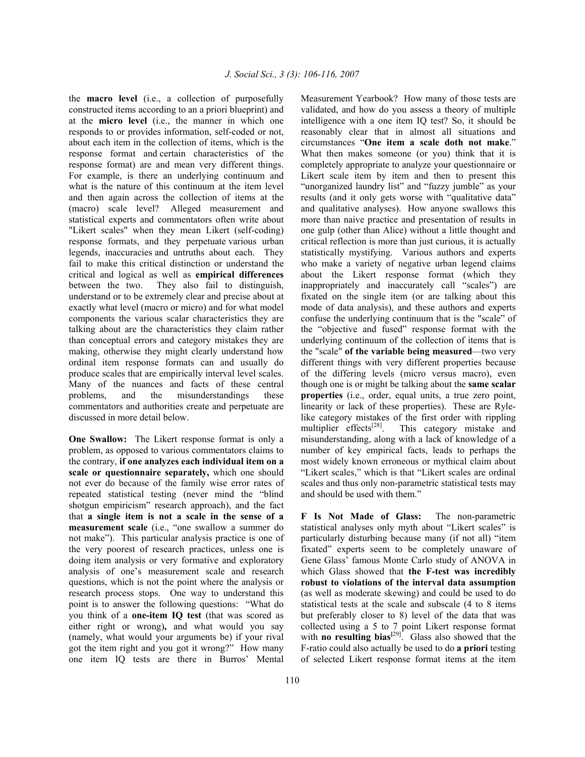the **macro level** (i.e., a collection of purposefully constructed items according to an a priori blueprint) and at the **micro level** (i.e., the manner in which one responds to or provides information, self-coded or not, about each item in the collection of items, which is the response format and certain characteristics of the response format) are and mean very different things. For example, is there an underlying continuum and what is the nature of this continuum at the item level and then again across the collection of items at the (macro) scale level? Alleged measurement and statistical experts and commentators often write about "Likert scales" when they mean Likert (self-coding) response formats, and they perpetuate various urban legends, inaccuracies and untruths about each. They fail to make this critical distinction or understand the critical and logical as well as **empirical differences** between the two. They also fail to distinguish, understand or to be extremely clear and precise about at exactly what level (macro or micro) and for what model components the various scalar characteristics they are talking about are the characteristics they claim rather than conceptual errors and category mistakes they are making, otherwise they might clearly understand how ordinal item response formats can and usually do produce scales that are empirically interval level scales. Many of the nuances and facts of these central problems, and the misunderstandings these commentators and authorities create and perpetuate are discussed in more detail below.

**One Swallow:** The Likert response format is only a problem, as opposed to various commentators claims to the contrary, **if one analyzes each individual item on a scale or questionnaire separately,** which one should not ever do because of the family wise error rates of repeated statistical testing (never mind the "blind shotgun empiricism" research approach), and the fact that **a single item is not a scale in the sense of a measurement scale** (i.e., "one swallow a summer do not make"). This particular analysis practice is one of the very poorest of research practices, unless one is doing item analysis or very formative and exploratory analysis of one's measurement scale and research questions, which is not the point where the analysis or research process stops. One way to understand this point is to answer the following questions: "What do you think of a **one-item IQ test** (that was scored as either right or wrong)**,** and what would you say (namely, what would your arguments be) if your rival got the item right and you got it wrong?" How many one item IQ tests are there in Burros' Mental Measurement Yearbook? How many of those tests are validated, and how do you assess a theory of multiple intelligence with a one item IQ test? So, it should be reasonably clear that in almost all situations and circumstances "**One item a scale doth not make**." What then makes someone (or you) think that it is completely appropriate to analyze your questionnaire or Likert scale item by item and then to present this "unorganized laundry list" and "fuzzy jumble" as your results (and it only gets worse with "qualitative data" and qualitative analyses). How anyone swallows this more than naive practice and presentation of results in one gulp (other than Alice) without a little thought and critical reflection is more than just curious, it is actually statistically mystifying. Various authors and experts who make a variety of negative urban legend claims about the Likert response format (which they inappropriately and inaccurately call "scales") are fixated on the single item (or are talking about this mode of data analysis), and these authors and experts confuse the underlying continuum that is the "scale" of the "objective and fused" response format with the underlying continuum of the collection of items that is the "scale" **of the variable being measured**—two very different things with very different properties because of the differing levels (micro versus macro), even though one is or might be talking about the **same scalar properties** (i.e., order, equal units, a true zero point, linearity or lack of these properties). These are Ryle-like category mistakes of the first order with rippling multiplier effects[28]. This category mistake and misunderstanding, along with a lack of knowledge of a number of key empirical facts, leads to perhaps the most widely known erroneous or mythical claim about "Likert scales," which is that "Likert scales are ordinal scales and thus only non-parametric statistical tests may and should be used with them."

**F Is Not Made of Glass:** The non-parametric statistical analyses only myth about "Likert scales" is particularly disturbing because many (if not all) "item fixated" experts seem to be completely unaware of Gene Glass' famous Monte Carlo study of ANOVA in which Glass showed that **the F-test was incredibly robust to violations of the interval data assumption** (as well as moderate skewing) and could be used to do statistical tests at the scale and subscale (4 to 8 items but preferably closer to 8) level of the data that was collected using a 5 to 7 point Likert response format with **no resulting bias**[29]. Glass also showed that the F-ratio could also actually be used to do **a priori** testing of selected Likert response format items at the item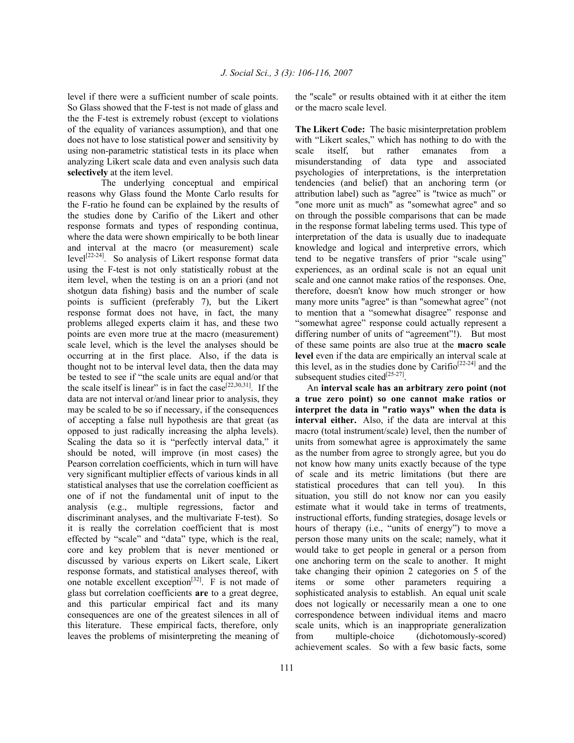level if there were a sufficient number of scale points. So Glass showed that the F-test is not made of glass and the the F-test is extremely robust (except to violations of the equality of variances assumption), and that one does not have to lose statistical power and sensitivity by using non-parametric statistical tests in its place when analyzing Likert scale data and even analysis such data **selectively** at the item level.

The underlying conceptual and empirical reasons why Glass found the Monte Carlo results for the F-ratio he found can be explained by the results of the studies done by Carifio of the Likert and other response formats and types of responding continua, where the data were shown empirically to be both linear and interval at the macro (or measurement) scale level[22-24]. So analysis of Likert response format data using the F-test is not only statistically robust at the item level, when the testing is on an a priori (and not shotgun data fishing) basis and the number of scale points is sufficient (preferably 7), but the Likert response format does not have, in fact, the many problems alleged experts claim it has, and these two points are even more true at the macro (measurement) scale level, which is the level the analyses should be occurring at in the first place. Also, if the data is thought not to be interval level data, then the data may be tested to see if "the scale units are equal and/or that the scale itself is linear" is in fact the case[22,30,31]. If the data are not interval or/and linear prior to analysis, they may be scaled to be so if necessary, if the consequences of accepting a false null hypothesis are that great (as opposed to just radically increasing the alpha levels). Scaling the data so it is "perfectly interval data," it should be noted, will improve (in most cases) the Pearson correlation coefficients, which in turn will have very significant multiplier effects of various kinds in all statistical analyses that use the correlation coefficient as one of if not the fundamental unit of input to the analysis (e.g., multiple regressions, factor and discriminant analyses, and the multivariate F-test). So it is really the correlation coefficient that is most effected by "scale" and "data" type, which is the real, core and key problem that is never mentioned or discussed by various experts on Likert scale, Likert response formats, and statistical analyses thereof, with one notable excellent exception[32]. F is not made of glass but correlation coefficients **are** to a great degree, and this particular empirical fact and its many consequences are one of the greatest silences in all of this literature. These empirical facts, therefore, only leaves the problems of misinterpreting the meaning of the "scale" or results obtained with it at either the item or the macro scale level.

**The Likert Code:** The basic misinterpretation problem with "Likert scales," which has nothing to do with the scale itself, but rather emanates from a misunderstanding of data type and associated psychologies of interpretations, is the interpretation tendencies (and belief) that an anchoring term (or attribution label) such as "agree" is "twice as much" or "one more unit as much" as "somewhat agree" and so on through the possible comparisons that can be made in the response format labeling terms used. This type of interpretation of the data is usually due to inadequate knowledge and logical and interpretive errors, which tend to be negative transfers of prior "scale using" experiences, as an ordinal scale is not an equal unit scale and one cannot make ratios of the responses. One, therefore, doesn't know how much stronger or how many more units "agree" is than "somewhat agree" (not to mention that a "somewhat disagree" response and "somewhat agree" response could actually represent a differing number of units of "agreement"!). But most of these same points are also true at the **macro scale level** even if the data are empirically an interval scale at this level, as in the studies done by Carifio[22-24] and the subsequent studies cited[25-27].

An **interval scale has an arbitrary zero point (not a true zero point) so one cannot make ratios or interpret the data in "ratio ways" when the data is interval either.** Also, if the data are interval at this macro (total instrument/scale) level, then the number of units from somewhat agree is approximately the same as the number from agree to strongly agree, but you do not know how many units exactly because of the type of scale and its metric limitations (but there are statistical procedures that can tell you). In this situation, you still do not know nor can you easily estimate what it would take in terms of treatments, instructional efforts, funding strategies, dosage levels or hours of therapy (i.e., "units of energy") to move a person those many units on the scale; namely, what it would take to get people in general or a person from one anchoring term on the scale to another. It might take changing their opinion 2 categories on 5 of the items or some other parameters requiring a sophisticated analysis to establish. An equal unit scale does not logically or necessarily mean a one to one correspondence between individual items and macro scale units, which is an inappropriate generalization from multiple-choice (dichotomously-scored) achievement scales. So with a few basic facts, some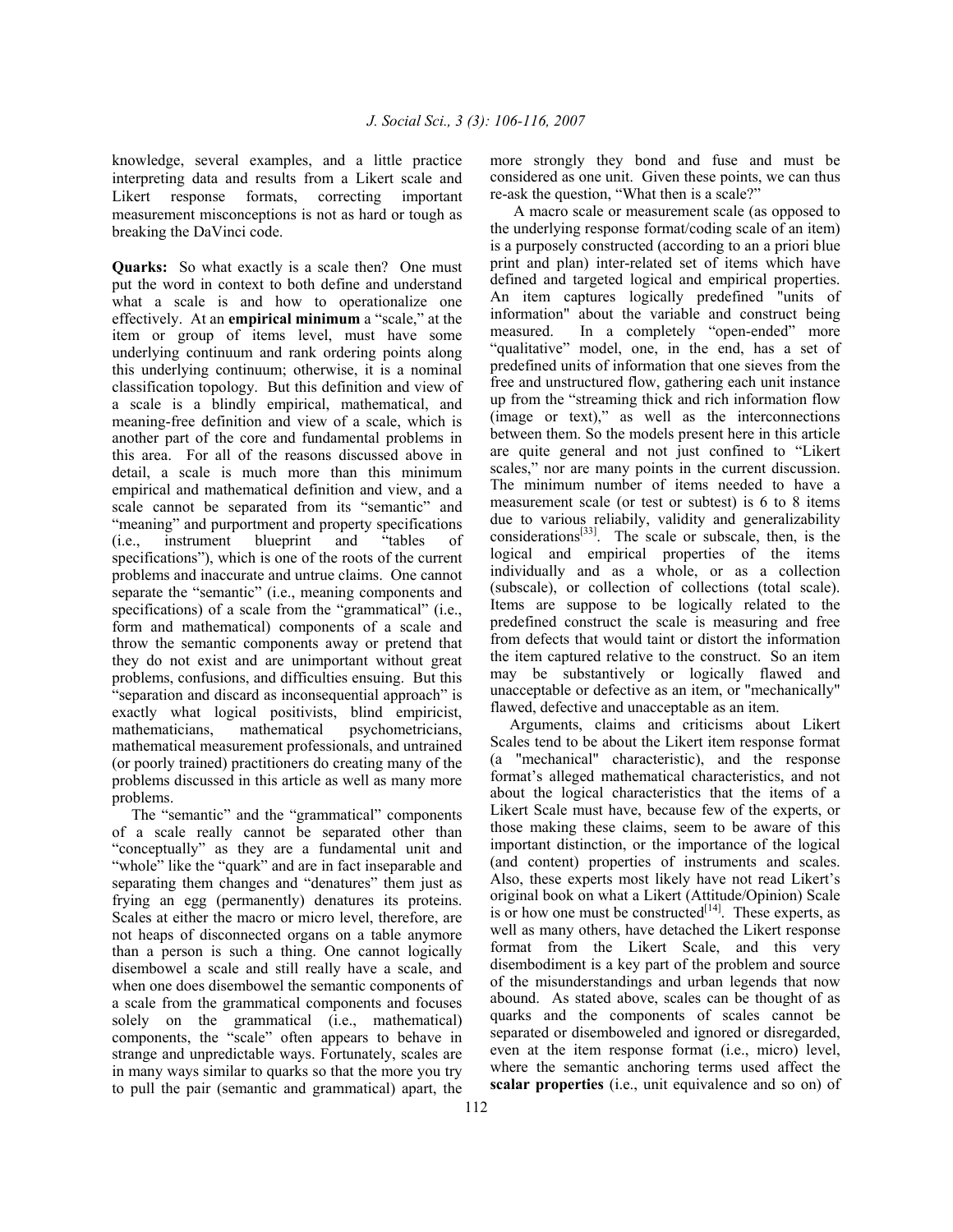knowledge, several examples, and a little practice interpreting data and results from a Likert scale and Likert response formats, correcting important measurement misconceptions is not as hard or tough as breaking the DaVinci code.

**Quarks:** So what exactly is a scale then? One must put the word in context to both define and understand what a scale is and how to operationalize one effectively. At an **empirical minimum** a "scale," at the item or group of items level, must have some underlying continuum and rank ordering points along this underlying continuum; otherwise, it is a nominal classification topology. But this definition and view of a scale is a blindly empirical, mathematical, and meaning-free definition and view of a scale, which is another part of the core and fundamental problems in this area. For all of the reasons discussed above in detail, a scale is much more than this minimum empirical and mathematical definition and view, and a scale cannot be separated from its "semantic" and "meaning" and purportment and property specifications (i.e., instrument blueprint and "tables of specifications"), which is one of the roots of the current problems and inaccurate and untrue claims. One cannot separate the "semantic" (i.e., meaning components and specifications) of a scale from the "grammatical" (i.e., form and mathematical) components of a scale and throw the semantic components away or pretend that they do not exist and are unimportant without great problems, confusions, and difficulties ensuing. But this "separation and discard as inconsequential approach" is exactly what logical positivists, blind empiricist, mathematicians, mathematical psychometricians, mathematical measurement professionals, and untrained (or poorly trained) practitioners do creating many of the problems discussed in this article as well as many more problems.

The "semantic" and the "grammatical" components of a scale really cannot be separated other than "conceptually" as they are a fundamental unit and "whole" like the "quark" and are in fact inseparable and separating them changes and "denatures" them just as frying an egg (permanently) denatures its proteins. Scales at either the macro or micro level, therefore, are not heaps of disconnected organs on a table anymore than a person is such a thing. One cannot logically disembowel a scale and still really have a scale, and when one does disembowel the semantic components of a scale from the grammatical components and focuses solely on the grammatical (i.e., mathematical) components, the "scale" often appears to behave in strange and unpredictable ways. Fortunately, scales are in many ways similar to quarks so that the more you try to pull the pair (semantic and grammatical) apart, the more strongly they bond and fuse and must be considered as one unit. Given these points, we can thus re-ask the question, "What then is a scale?"

A macro scale or measurement scale (as opposed to the underlying response format/coding scale of an item) is a purposely constructed (according to an a priori blue print and plan) inter-related set of items which have defined and targeted logical and empirical properties. An item captures logically predefined "units of information" about the variable and construct being measured. In a completely "open-ended" more "qualitative" model, one, in the end, has a set of predefined units of information that one sieves from the free and unstructured flow, gathering each unit instance up from the "streaming thick and rich information flow (image or text)," as well as the interconnections between them. So the models present here in this article are quite general and not just confined to "Likert scales," nor are many points in the current discussion. The minimum number of items needed to have a measurement scale (or test or subtest) is 6 to 8 items due to various reliabily, validity and generalizability considerations[33]. The scale or subscale, then, is the logical and empirical properties of the items individually and as a whole, or as a collection (subscale), or collection of collections (total scale). Items are suppose to be logically related to the predefined construct the scale is measuring and free from defects that would taint or distort the information the item captured relative to the construct. So an item may be substantively or logically flawed and unacceptable or defective as an item, or "mechanically" flawed, defective and unacceptable as an item.

Arguments, claims and criticisms about Likert Scales tend to be about the Likert item response format (a "mechanical" characteristic), and the response format's alleged mathematical characteristics, and not about the logical characteristics that the items of a Likert Scale must have, because few of the experts, or those making these claims, seem to be aware of this important distinction, or the importance of the logical (and content) properties of instruments and scales. Also, these experts most likely have not read Likert's original book on what a Likert (Attitude/Opinion) Scale is or how one must be constructed[14]. These experts, as well as many others, have detached the Likert response format from the Likert Scale, and this very disembodiment is a key part of the problem and source of the misunderstandings and urban legends that now abound. As stated above, scales can be thought of as quarks and the components of scales cannot be separated or disemboweled and ignored or disregarded, even at the item response format (i.e., micro) level, where the semantic anchoring terms used affect the **scalar properties** (i.e., unit equivalence and so on) of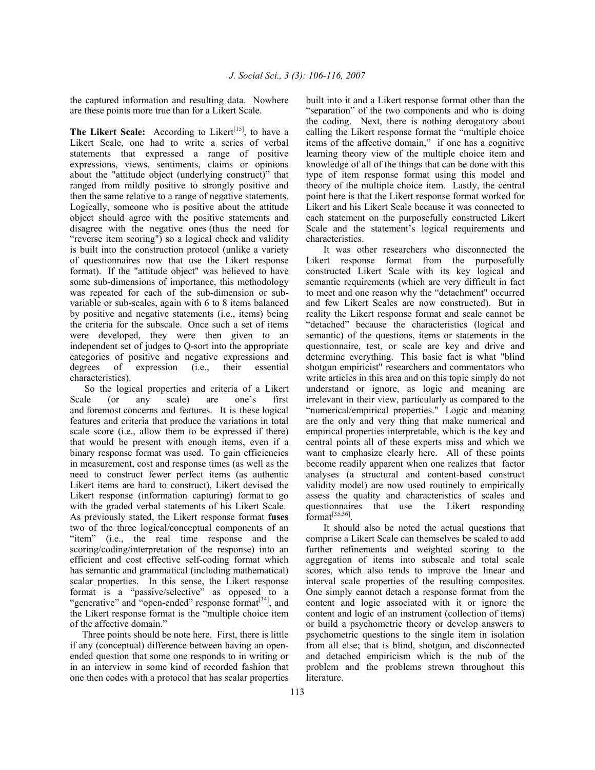the captured information and resulting data. Nowhere are these points more true than for a Likert Scale.

**The Likert Scale:** According to Likert[15], to have a Likert Scale, one had to write a series of verbal statements that expressed a range of positive expressions, views, sentiments, claims or opinions about the "attitude object (underlying construct)" that ranged from mildly positive to strongly positive and then the same relative to a range of negative statements. Logically, someone who is positive about the attitude object should agree with the positive statements and disagree with the negative ones (thus the need for "reverse item scoring") so a logical check and validity is built into the construction protocol (unlike a variety of questionnaires now that use the Likert response format). If the "attitude object" was believed to have some sub-dimensions of importance, this methodology was repeated for each of the sub-dimension or sub-variable or sub-scales, again with 6 to 8 items balanced by positive and negative statements (i.e., items) being the criteria for the subscale. Once such a set of items were developed, they were then given to an independent set of judges to Q-sort into the appropriate categories of positive and negative expressions and degrees of expression (i.e., their essential characteristics).

So the logical properties and criteria of a Likert Scale (or any scale) are one's first and foremost concerns and features. It is these logical features and criteria that produce the variations in total scale score (i.e., allow them to be expressed if there) that would be present with enough items, even if a binary response format was used. To gain efficiencies in measurement, cost and response times (as well as the need to construct fewer perfect items (as authentic Likert items are hard to construct), Likert devised the Likert response (information capturing) format to go with the graded verbal statements of his Likert Scale. As previously stated, the Likert response format **fuses** two of the three logical/conceptual components of an "item" (i.e., the real time response and the scoring/coding/interpretation of the response) into an efficient and cost effective self-coding format which has semantic and grammatical (including mathematical) scalar properties. In this sense, the Likert response format is a "passive/selective" as opposed to a "generative" and "open-ended" response format[34], and the Likert response format is the "multiple choice item of the affective domain."

Three points should be note here. First, there is little if any (conceptual) difference between having an open-ended question that some one responds to in writing or in an interview in some kind of recorded fashion that one then codes with a protocol that has scalar properties built into it and a Likert response format other than the "separation" of the two components and who is doing the coding. Next, there is nothing derogatory about calling the Likert response format the "multiple choice items of the affective domain," if one has a cognitive learning theory view of the multiple choice item and knowledge of all of the things that can be done with this type of item response format using this model and theory of the multiple choice item. Lastly, the central point here is that the Likert response format worked for Likert and his Likert Scale because it was connected to each statement on the purposefully constructed Likert Scale and the statement's logical requirements and characteristics.

It was other researchers who disconnected the Likert response format from the purposefully constructed Likert Scale with its key logical and semantic requirements (which are very difficult in fact to meet and one reason why the "detachment" occurred and few Likert Scales are now constructed). But in reality the Likert response format and scale cannot be "detached" because the characteristics (logical and semantic) of the questions, items or statements in the questionnaire, test, or scale are key and drive and determine everything. This basic fact is what "blind shotgun empiricist" researchers and commentators who write articles in this area and on this topic simply do not understand or ignore, as logic and meaning are irrelevant in their view, particularly as compared to the "numerical/empirical properties." Logic and meaning are the only and very thing that make numerical and empirical properties interpretable, which is the key and central points all of these experts miss and which we want to emphasize clearly here. All of these points become readily apparent when one realizes that factor analyses (a structural and content-based construct validity model) are now used routinely to empirically assess the quality and characteristics of scales and questionnaires that use the Likert responding format[35,36].

It should also be noted the actual questions that comprise a Likert Scale can themselves be scaled to add further refinements and weighted scoring to the aggregation of items into subscale and total scale scores, which also tends to improve the linear and interval scale properties of the resulting composites. One simply cannot detach a response format from the content and logic associated with it or ignore the content and logic of an instrument (collection of items) or build a psychometric theory or develop answers to psychometric questions to the single item in isolation from all else; that is blind, shotgun, and disconnected and detached empiricism which is the nub of the problem and the problems strewn throughout this literature.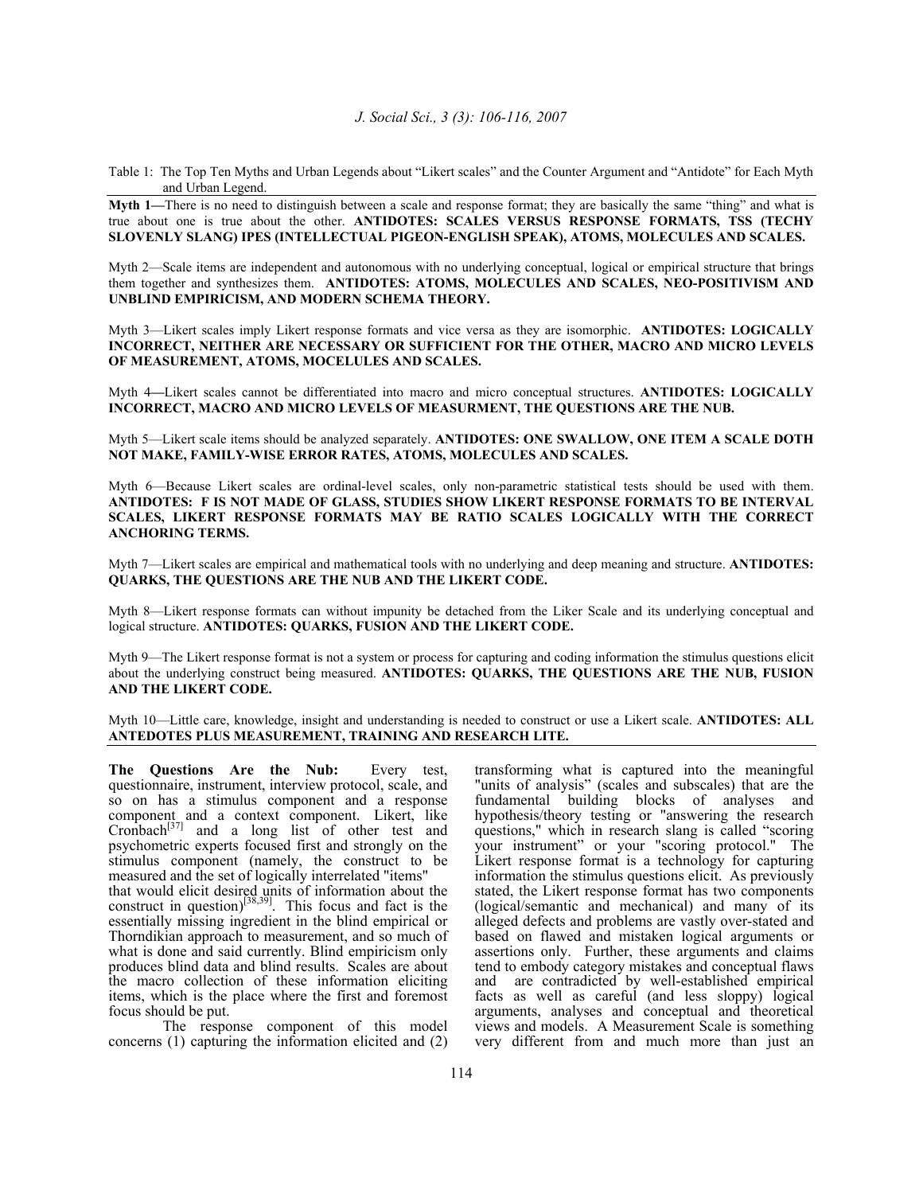Table 1: The Top Ten Myths and Urban Legends about "Likert scales" and the Counter Argument and "Antidote" for Each Myth and Urban Legend.

**Myth 1—**There is no need to distinguish between a scale and response format; they are basically the same "thing" and what is true about one is true about the other. **ANTIDOTES: SCALES VERSUS RESPONSE FORMATS, TSS (TECHY SLOVENLY SLANG) IPES (INTELLECTUAL PIGEON-ENGLISH SPEAK), ATOMS, MOLECULES AND SCALES.**

Myth 2—Scale items are independent and autonomous with no underlying conceptual, logical or empirical structure that brings them together and synthesizes them. **ANTIDOTES: ATOMS, MOLECULES AND SCALES, NEO-POSITIVISM AND UNBLIND EMPIRICISM, AND MODERN SCHEMA THEORY.**

Myth 3—Likert scales imply Likert response formats and vice versa as they are isomorphic. **ANTIDOTES: LOGICALLY INCORRECT, NEITHER ARE NECESSARY OR SUFFICIENT FOR THE OTHER, MACRO AND MICRO LEVELS OF MEASUREMENT, ATOMS, MOCELULES AND SCALES.**

Myth 4—Likert scales cannot be differentiated into macro and micro conceptual structures. **ANTIDOTES: LOGICALLY INCORRECT, MACRO AND MICRO LEVELS OF MEASURMENT, THE QUESTIONS ARE THE NUB.**

Myth 5—Likert scale items should be analyzed separately. **ANTIDOTES: ONE SWALLOW, ONE ITEM A SCALE DOTH NOT MAKE, FAMILY-WISE ERROR RATES, ATOMS, MOLECULES AND SCALES.**

Myth 6—Because Likert scales are ordinal-level scales, only non-parametric statistical tests should be used with them. **ANTIDOTES: F IS NOT MADE OF GLASS, STUDIES SHOW LIKERT RESPONSE FORMATS TO BE INTERVAL SCALES, LIKERT RESPONSE FORMATS MAY BE RATIO SCALES LOGICALLY WITH THE CORRECT ANCHORING TERMS.**

Myth 7—Likert scales are empirical and mathematical tools with no underlying and deep meaning and structure. **ANTIDOTES: QUARKS, THE QUESTIONS ARE THE NUB AND THE LIKERT CODE.**

Myth 8—Likert response formats can without impunity be detached from the Liker Scale and its underlying conceptual and logical structure. **ANTIDOTES: QUARKS, FUSION AND THE LIKERT CODE.**

Myth 9—The Likert response format is not a system or process for capturing and coding information the stimulus questions elicit about the underlying construct being measured. **ANTIDOTES: QUARKS, THE QUESTIONS ARE THE NUB, FUSION AND THE LIKERT CODE.**

Myth 10—Little care, knowledge, insight and understanding is needed to construct or use a Likert scale. **ANTIDOTES: ALL ANTEDOTES PLUS MEASUREMENT, TRAINING AND RESEARCH LITE.**

**The Questions Are the Nub:** Every test, questionnaire, instrument, interview protocol, scale, and so on has a stimulus component and a response component and a context component. Likert, like Cronbach[37] and a long list of other test and psychometric experts focused first and strongly on the stimulus component (namely, the construct to be measured and the set of logically interrelated "items" that would elicit desired units of information about the construct in question)[38,39]. This focus and fact is the essentially missing ingredient in the blind empirical or Thorndikian approach to measurement, and so much of what is done and said currently. Blind empiricism only produces blind data and blind results. Scales are about the macro collection of these information eliciting items, which is the place where the first and foremost focus should be put.

The response component of this model concerns (1) capturing the information elicited and (2) transforming what is captured into the meaningful "units of analysis" (scales and subscales) that are the fundamental building blocks of analyses and hypothesis/theory testing or "answering the research questions," which in research slang is called "scoring your instrument" or your "scoring protocol." The Likert response format is a technology for capturing information the stimulus questions elicit. As previously stated, the Likert response format has two components (logical/semantic and mechanical) and many of its alleged defects and problems are vastly over-stated and based on flawed and mistaken logical arguments or assertions only. Further, these arguments and claims tend to embody category mistakes and conceptual flaws and are contradicted by well-established empirical facts as well as careful (and less sloppy) logical arguments, analyses and conceptual and theoretical views and models. A Measurement Scale is something very different from and much more than just an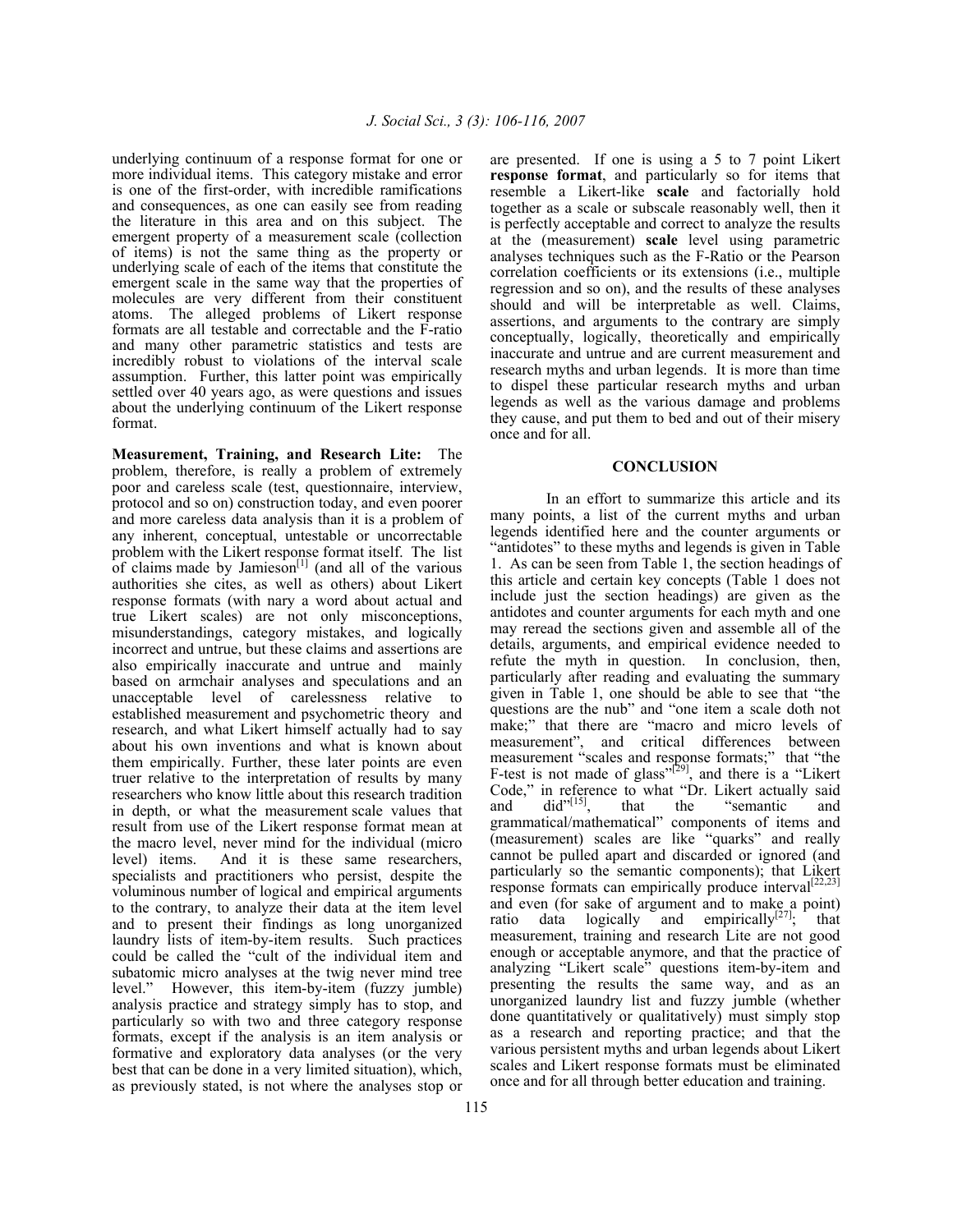underlying continuum of a response format for one or more individual items. This category mistake and error is one of the first-order, with incredible ramifications and consequences, as one can easily see from reading the literature in this area and on this subject. The emergent property of a measurement scale (collection of items) is not the same thing as the property or underlying scale of each of the items that constitute the emergent scale in the same way that the properties of molecules are very different from their constituent atoms. The alleged problems of Likert response formats are all testable and correctable and the F-ratio and many other parametric statistics and tests are incredibly robust to violations of the interval scale assumption. Further, this latter point was empirically settled over 40 years ago, as were questions and issues about the underlying continuum of the Likert response format.

**Measurement, Training, and Research Lite:** The problem, therefore, is really a problem of extremely poor and careless scale (test, questionnaire, interview, protocol and so on) construction today, and even poorer and more careless data analysis than it is a problem of any inherent, conceptual, untestable or uncorrectable problem with the Likert response format itself. The list of claims made by Jamieson[1] (and all of the various authorities she cites, as well as others) about Likert response formats (with nary a word about actual and true Likert scales) are not only misconceptions, misunderstandings, category mistakes, and logically incorrect and untrue, but these claims and assertions are also empirically inaccurate and untrue and mainly based on armchair analyses and speculations and an unacceptable level of carelessness relative to established measurement and psychometric theory and research, and what Likert himself actually had to say about his own inventions and what is known about them empirically. Further, these later points are even truer relative to the interpretation of results by many researchers who know little about this research tradition in depth, or what the measurement scale values that result from use of the Likert response format mean at the macro level, never mind for the individual (micro level) items. And it is these same researchers, specialists and practitioners who persist, despite the voluminous number of logical and empirical arguments to the contrary, to analyze their data at the item level and to present their findings as long unorganized laundry lists of item-by-item results. Such practices could be called the "cult of the individual item and subatomic micro analyses at the twig never mind tree level." However, this item-by-item (fuzzy jumble) analysis practice and strategy simply has to stop, and particularly so with two and three category response formats, except if the analysis is an item analysis or formative and exploratory data analyses (or the very best that can be done in a very limited situation), which, as previously stated, is not where the analyses stop or are presented. If one is using a 5 to 7 point Likert **response format**, and particularly so for items that resemble a Likert-like **scale** and factorially hold together as a scale or subscale reasonably well, then it is perfectly acceptable and correct to analyze the results at the (measurement) **scale** level using parametric analyses techniques such as the F-Ratio or the Pearson correlation coefficients or its extensions (i.e., multiple regression and so on), and the results of these analyses should and will be interpretable as well. Claims, assertions, and arguments to the contrary are simply conceptually, logically, theoretically and empirically inaccurate and untrue and are current measurement and research myths and urban legends. It is more than time to dispel these particular research myths and urban legends as well as the various damage and problems they cause, and put them to bed and out of their misery once and for all.

## CONCLUSION

In an effort to summarize this article and its many points, a list of the current myths and urban legends identified here and the counter arguments or "antidotes" to these myths and legends is given in Table 1. As can be seen from Table 1, the section headings of this article and certain key concepts (Table 1 does not include just the section headings) are given as the antidotes and counter arguments for each myth and one may reread the sections given and assemble all of the details, arguments, and empirical evidence needed to refute the myth in question. In conclusion, then, particularly after reading and evaluating the summary given in Table 1, one should be able to see that "the questions are the nub" and "one item a scale doth not make;" that there are "macro and micro levels of measurement", and critical differences between measurement "scales and response formats;" that "the F-test is not made of glass"[29], and there is a "Likert Code," in reference to what "Dr. Likert actually said and did"[15], that the "semantic and grammatical/mathematical" components of items and (measurement) scales are like "quarks" and really cannot be pulled apart and discarded or ignored (and particularly so the semantic components); that Likert response formats can empirically produce interval[22,23] and even (for sake of argument and to make a point) ratio data logically and empirically[27]; that measurement, training and research Lite are not good enough or acceptable anymore, and that the practice of analyzing "Likert scale" questions item-by-item and presenting the results the same way, and as an unorganized laundry list and fuzzy jumble (whether done quantitatively or qualitatively) must simply stop as a research and reporting practice; and that the various persistent myths and urban legends about Likert scales and Likert response formats must be eliminated once and for all through better education and training.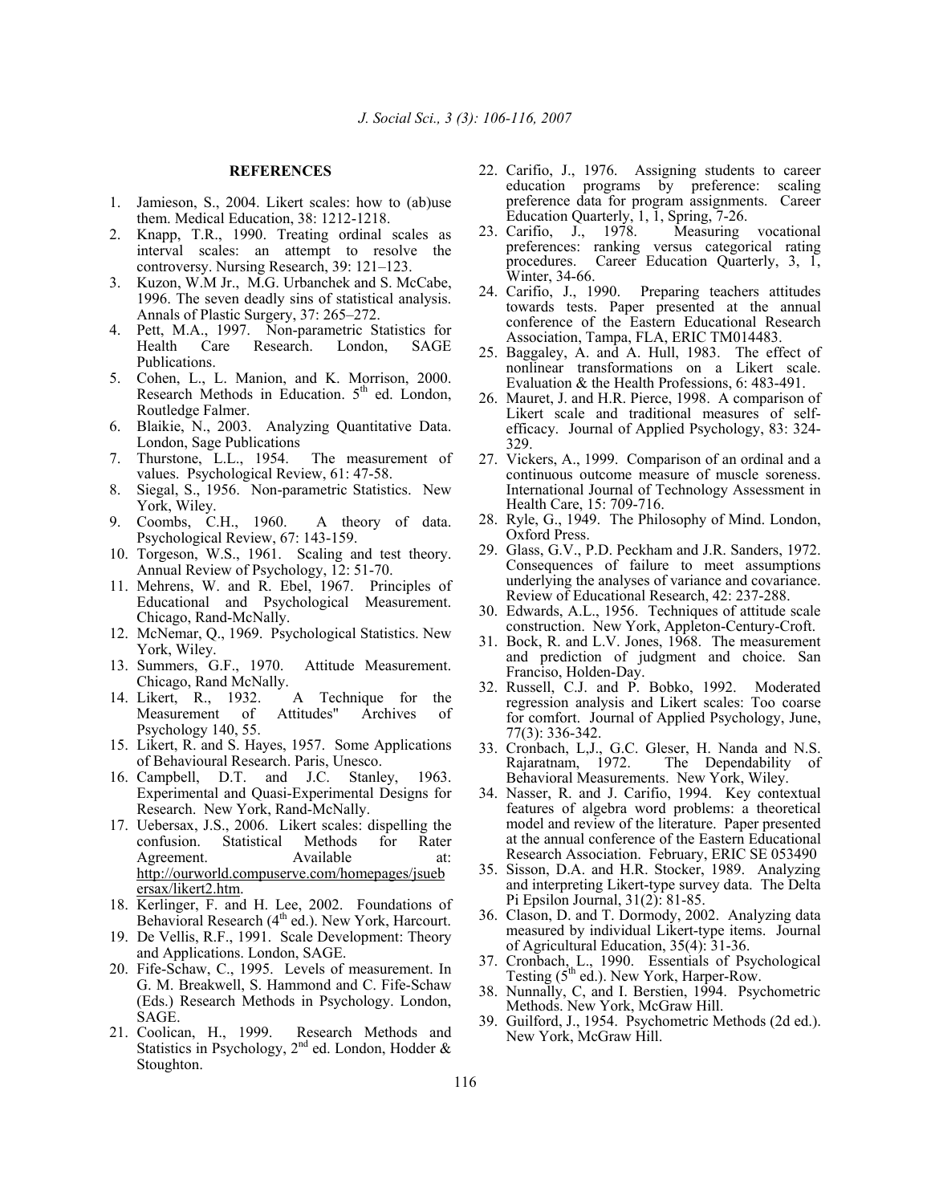## REFERENCES

1. Jamieson, S., 2004. Likert scales: how to (ab)use them. Medical Education, 38: 1212-1218.
2. Knapp, T.R., 1990. Treating ordinal scales as interval scales: an attempt to resolve the controversy. Nursing Research, 39: 121–123.
3. Kuzon, W.M Jr., M.G. Urbanchek and S. McCabe, 1996. The seven deadly sins of statistical analysis. Annals of Plastic Surgery, 37: 265–272.
4. Pett, M.A., 1997. Non-parametric Statistics for Health Care Research. London, SAGE Publications.
5. Cohen, L., L. Manion, and K. Morrison, 2000. Research Methods in Education. 5th ed. London, Routledge Falmer.
6. Blaikie, N., 2003. Analyzing Quantitative Data. London, Sage Publications
7. Thurstone, L.L., 1954. The measurement of values. Psychological Review, 61: 47-58.
8. Siegal, S., 1956. Non-parametric Statistics. New York, Wiley.
9. Coombs, C.H., 1960. A theory of data. Psychological Review, 67: 143-159.
10. Torgeson, W.S., 1961. Scaling and test theory. Annual Review of Psychology, 12: 51-70.
11. Mehrens, W. and R. Ebel, 1967. Principles of Educational and Psychological Measurement. Chicago, Rand-McNally.
12. McNemar, Q., 1969. Psychological Statistics. New York, Wiley.
13. Summers, G.F., 1970. Attitude Measurement. Chicago, Rand McNally.
14. Likert, R., 1932. A Technique for the Measurement of Attitudes" Archives of Psychology 140, 55.
15. Likert, R. and S. Hayes, 1957. Some Applications of Behavioural Research. Paris, Unesco.
16. Campbell, D.T. and J.C. Stanley, 1963. Experimental and Quasi-Experimental Designs for Research. New York, Rand-McNally.
17. Uebersax, J.S., 2006. Likert scales: dispelling the confusion. Statistical Methods for Rater Agreement. Available at: http://ourworld.compuserve.com/homepages/jsuebersax/likert2.htm.
18. Kerlinger, F. and H. Lee, 2002. Foundations of Behavioral Research (4th ed.). New York, Harcourt.
19. De Vellis, R.F., 1991. Scale Development: Theory and Applications. London, SAGE.
20. Fife-Schaw, C., 1995. Levels of measurement. In G. M. Breakwell, S. Hammond and C. Fife-Schaw (Eds.) Research Methods in Psychology. London, SAGE.
21. Coolican, H., 1999. Research Methods and Statistics in Psychology, 2nd ed. London, Hodder & Stoughton.
22. Carifio, J., 1976. Assigning students to career education programs by preference: scaling preference data for program assignments. Career Education Quarterly, 1, 1, Spring, 7-26.
23. Carifio, J., 1978. Measuring vocational preferences: ranking versus categorical rating procedures. Career Education Quarterly, 3, 1, Winter, 34-66.
24. Carifio, J., 1990. Preparing teachers attitudes towards tests. Paper presented at the annual conference of the Eastern Educational Research Association, Tampa, FLA, ERIC TM014483.
25. Baggaley, A. and A. Hull, 1983. The effect of nonlinear transformations on a Likert scale. Evaluation & the Health Professions, 6: 483-491.
26. Mauret, J. and H.R. Pierce, 1998. A comparison of Likert scale and traditional measures of self-efficacy. Journal of Applied Psychology, 83: 324-329.
27. Vickers, A., 1999. Comparison of an ordinal and a continuous outcome measure of muscle soreness. International Journal of Technology Assessment in Health Care, 15: 709-716.
28. Ryle, G., 1949. The Philosophy of Mind. London, Oxford Press.
29. Glass, G.V., P.D. Peckham and J.R. Sanders, 1972. Consequences of failure to meet assumptions underlying the analyses of variance and covariance. Review of Educational Research, 42: 237-288.
30. Edwards, A.L., 1956. Techniques of attitude scale construction. New York, Appleton-Century-Croft.
31. Bock, R. and L.V. Jones, 1968. The measurement and prediction of judgment and choice. San Franciso, Holden-Day.
32. Russell, C.J. and P. Bobko, 1992. Moderated regression analysis and Likert scales: Too coarse for comfort. Journal of Applied Psychology, June, 77(3): 336-342.
33. Cronbach, L,J., G.C. Gleser, H. Nanda and N.S. Rajaratnam, 1972. The Dependability of Behavioral Measurements. New York, Wiley.
34. Nasser, R. and J. Carifio, 1994. Key contextual features of algebra word problems: a theoretical model and review of the literature. Paper presented at the annual conference of the Eastern Educational Research Association. February, ERIC SE 053490
35. Sisson, D.A. and H.R. Stocker, 1989. Analyzing and interpreting Likert-type survey data. The Delta Pi Epsilon Journal, 31(2): 81-85.
36. Clason, D. and T. Dormody, 2002. Analyzing data measured by individual Likert-type items. Journal of Agricultural Education, 35(4): 31-36.
37. Cronbach, L., 1990. Essentials of Psychological Testing (5th ed.). New York, Harper-Row.
38. Nunnally, C, and I. Berstien, 1994. Psychometric Methods. New York, McGraw Hill.
39. Guilford, J., 1954. Psychometric Methods (2d ed.). New York, McGraw Hill.